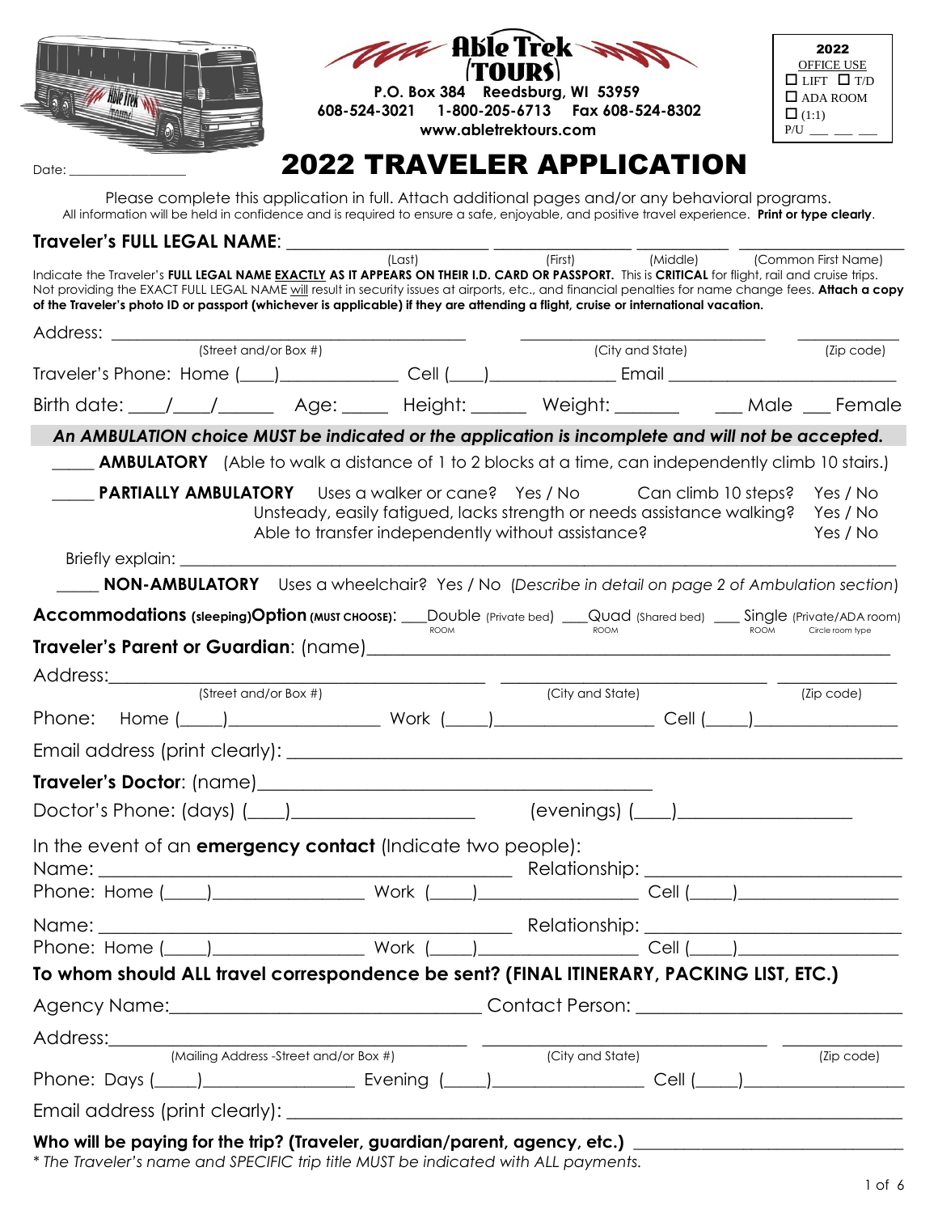**Able Trek TOURS**

P.O. Box 384 Reedsburg, WI 53959
608-524-3021 1-800-205-6713 Fax 608-524-8302
www.abletrektours.com

**2022**
OFFICE USE
☐ LIFT ☐ T/D
☐ ADA ROOM
☐ (1:1)
P/U ___ ___ ___

Date: ________________

# 2022 TRAVELER APPLICATION

Please complete this application in full. Attach additional pages and/or any behavioral programs.
All information will be held in confidence and is required to ensure a safe, enjoyable, and positive travel experience. **Print or type clearly**.

**Traveler's FULL LEGAL NAME**: ____________________ ______________ __________ ________________
(Last) (First) (Middle) (Common First Name)

Indicate the Traveler's **FULL LEGAL NAME EXACTLY AS IT APPEARS ON THEIR I.D. CARD OR PASSPORT.** This is **CRITICAL** for flight, rail and cruise trips. Not providing the EXACT FULL LEGAL NAME will result in security issues at airports, etc., and financial penalties for name change fees. **Attach a copy of the Traveler's photo ID or passport (whichever is applicable) if they are attending a flight, cruise or international vacation.**

Address: ____________________________________ _________________________ __________
(Street and/or Box #) (City and State) (Zip code)

Traveler's Phone: Home (___)____________ Cell (___)_____________ Email _______________________

Birth date: ___/___/_____ Age: _____ Height: _____ Weight: ______ ___ Male ___ Female

***An AMBULATION choice MUST be indicated or the application is incomplete and will not be accepted.***

_____ **AMBULATORY** (Able to walk a distance of 1 to 2 blocks at a time, can independently climb 10 stairs.)

_____ **PARTIALLY AMBULATORY** Uses a walker or cane? Yes / No Can climb 10 steps? Yes / No
Unsteady, easily fatigued, lacks strength or needs assistance walking? Yes / No
Able to transfer independently without assistance? Yes / No

Briefly explain: ______________________________________________________________________

_____ **NON-AMBULATORY** Uses a wheelchair? Yes / No (*Describe in detail on page 2 of Ambulation section*)

**Accommodations (sleeping) Option (MUST CHOOSE)**: ___Double ROOM (Private bed) ___Quad ROOM (Shared bed) ___ Single ROOM (Private/ADA room) Circle room type

**Traveler's Parent or Guardian**: (name)____________________________________________________

Address:____________________________________ _________________________ __________
(Street and/or Box #) (City and State) (Zip code)

Phone: Home (____)_______________ Work (____)_______________ Cell (____)______________

Email address (print clearly): _______________________________________________________

**Traveler's Doctor**: (name)____________________________________

Doctor's Phone: (days) (___)_________________ (evenings) (___)________________

In the event of an **emergency contact** (Indicate two people):

Name: ______________________________________ Relationship: _______________________
Phone: Home (____)______________ Work (____)______________ Cell (____)______________

Name: ______________________________________ Relationship: _______________________
Phone: Home (____)______________ Work (____)______________ Cell (____)______________

**To whom should ALL travel correspondence be sent? (FINAL ITINERARY, PACKING LIST, ETC.)**

Agency Name:______________________________ Contact Person: _______________________

Address:____________________________________ _________________________ __________
(Mailing Address -Street and/or Box #) (City and State) (Zip code)

Phone: Days (____)_______________ Evening (____)_______________ Cell (____)______________

Email address (print clearly): _______________________________________________________

**Who will be paying for the trip? (Traveler, guardian/parent, agency, etc.)** ___________________________

*\* The Traveler's name and SPECIFIC trip title MUST be indicated with ALL payments.*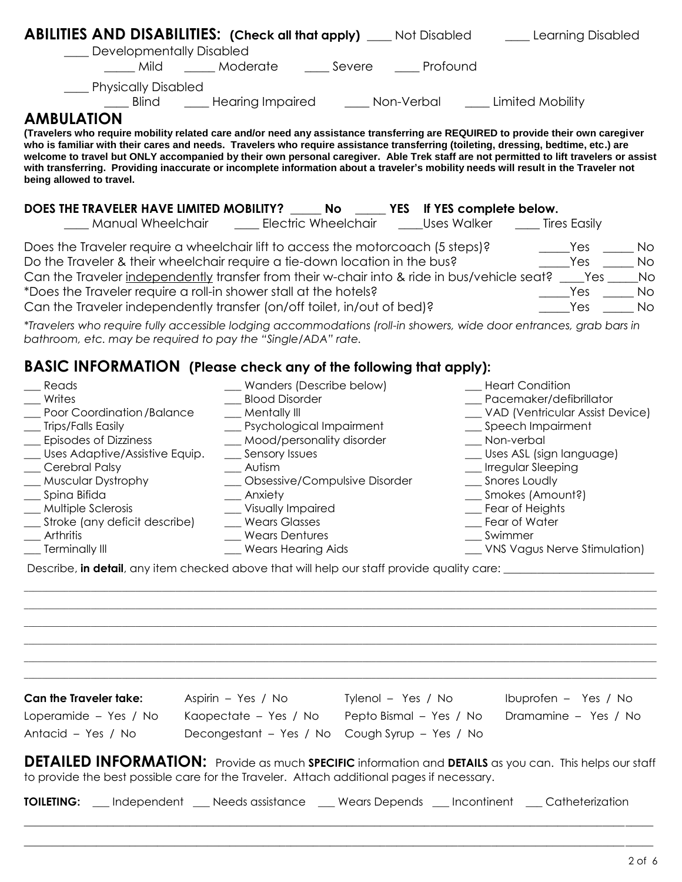## ABILITIES AND DISABILITIES: (Check all that apply) ____ Not Disabled ____ Learning Disabled

____ Developmentally Disabled

_____ Mild _____ Moderate ____ Severe ____ Profound

____ Physically Disabled

____ Blind ____ Hearing Impaired ____ Non-Verbal ____ Limited Mobility

## AMBULATION

**(Travelers who require mobility related care and/or need any assistance transferring are REQUIRED to provide their own caregiver who is familiar with their cares and needs. Travelers who require assistance transferring (toileting, dressing, bedtime, etc.) are welcome to travel but ONLY accompanied by their own personal caregiver. Able Trek staff are not permitted to lift travelers or assist with transferring. Providing inaccurate or incomplete information about a traveler's mobility needs will result in the Traveler not being allowed to travel.**

**DOES THE TRAVELER HAVE LIMITED MOBILITY? _____ No _____ YES If YES complete below.**

____ Manual Wheelchair ____ Electric Wheelchair ____Uses Walker ____ Tires Easily

Does the Traveler require a wheelchair lift to access the motorcoach (5 steps)? _____Yes _____ No

Do the Traveler & their wheelchair require a tie-down location in the bus? _____Yes _____ No

Can the Traveler <u>independently</u> transfer from their w-chair into & ride in bus/vehicle seat? ____Yes _____No

*Does the Traveler require a roll-in shower stall at the hotels? _____Yes _____ No

Can the Traveler independently transfer (on/off toilet, in/out of bed)? _____Yes _____ No

*\*Travelers who require fully accessible lodging accommodations (roll-in showers, wide door entrances, grab bars in bathroom, etc. may be required to pay the "Single/ADA" rate.*

## BASIC INFORMATION (Please check any of the following that apply):

___ Reads
___ Writes
___ Poor Coordination /Balance
___ Trips/Falls Easily
___ Episodes of Dizziness
___ Uses Adaptive/Assistive Equip.
___ Cerebral Palsy
___ Muscular Dystrophy
___ Spina Bifida
___ Multiple Sclerosis
___ Stroke (any deficit describe)
___ Arthritis
___ Terminally Ill
___ Wanders (Describe below)
___ Blood Disorder
___ Mentally Ill
___ Psychological Impairment
___ Mood/personality disorder
___ Sensory Issues
___ Autism
___ Obsessive/Compulsive Disorder
___ Anxiety
___ Visually Impaired
___ Wears Glasses
___ Wears Dentures
___ Wears Hearing Aids
___ Heart Condition
___ Pacemaker/defibrillator
___ VAD (Ventricular Assist Device)
___ Speech Impairment
___ Non-verbal
___ Uses ASL (sign language)
___ Irregular Sleeping
___ Snores Loudly
___ Smokes (Amount?)
___ Fear of Heights
___ Fear of Water
___ Swimmer
___ VNS Vagus Nerve Stimulation)

Describe, **in detail**, any item checked above that will help our staff provide quality care: ___________________________

________________________________________________________________________________________________

________________________________________________________________________________________________

________________________________________________________________________________________________

________________________________________________________________________________________________

________________________________________________________________________________________________

________________________________________________________________________________________________

| **Can the Traveler take:** | Aspirin – Yes / No | Tylenol – Yes / No | Ibuprofen – Yes / No |
|---|---|---|---|
| Loperamide – Yes / No | Kaopectate – Yes / No | Pepto Bismal – Yes / No | Dramamine – Yes / No |
| Antacid – Yes / No | Decongestant – Yes / No | Cough Syrup – Yes / No | |

## DETAILED INFORMATION:

Provide as much **SPECIFIC** information and **DETAILS** as you can. This helps our staff to provide the best possible care for the Traveler. Attach additional pages if necessary.

**TOILETING:** ___ Independent ___ Needs assistance ___ Wears Depends ___ Incontinent ___ Catheterization

________________________________________________________________________________________________

________________________________________________________________________________________________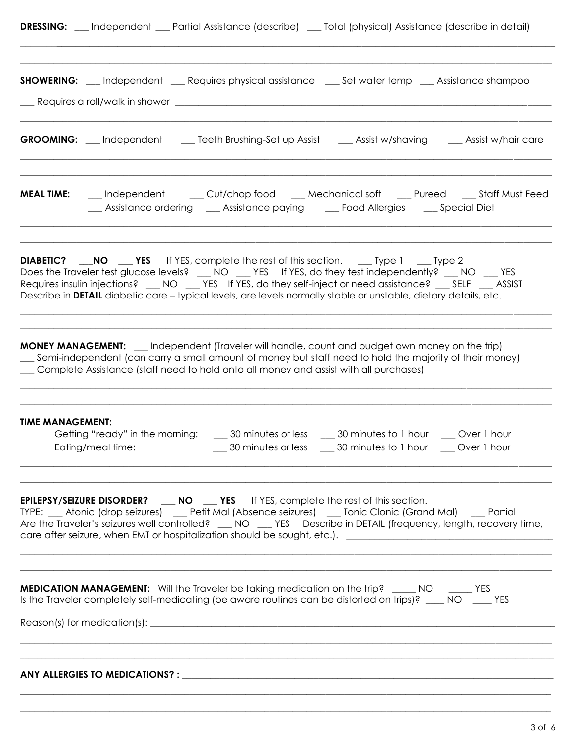**DRESSING:** ___ Independent ___ Partial Assistance (describe) ___ Total (physical) Assistance (describe in detail)

_______________________________________________________________________________

_______________________________________________________________________________

**SHOWERING:** ___ Independent ___ Requires physical assistance ___ Set water temp ___ Assistance shampoo

___ Requires a roll/walk in shower _______________________________________________________________

_______________________________________________________________________________

**GROOMING:** ___ Independent ___ Teeth Brushing-Set up Assist ___ Assist w/shaving ___ Assist w/hair care

_______________________________________________________________________________

_______________________________________________________________________________

**MEAL TIME:** ___ Independent ___ Cut/chop food ___ Mechanical soft ___ Pureed ___ Staff Must Feed
___ Assistance ordering ___ Assistance paying ___ Food Allergies ___ Special Diet

_______________________________________________________________________________

_______________________________________________________________________________

**DIABETIC?** ___**NO** ___ **YES** If YES, complete the rest of this section. ___ Type 1 ___ Type 2
Does the Traveler test glucose levels? ___ NO ___ YES If YES, do they test independently? ___ NO ___ YES
Requires insulin injections? ___ NO ___ YES If YES, do they self-inject or need assistance? ___ SELF ___ ASSIST
Describe in **DETAIL** diabetic care – typical levels, are levels normally stable or unstable, dietary details, etc.

_______________________________________________________________________________

_______________________________________________________________________________

**MONEY MANAGEMENT:** ___ Independent (Traveler will handle, count and budget own money on the trip)
___ Semi-independent (can carry a small amount of money but staff need to hold the majority of their money)
___ Complete Assistance (staff need to hold onto all money and assist with all purchases)

_______________________________________________________________________________

_______________________________________________________________________________

**TIME MANAGEMENT:**

Getting "ready" in the morning: ___ 30 minutes or less ___ 30 minutes to 1 hour ___ Over 1 hour
Eating/meal time: ___ 30 minutes or less ___ 30 minutes to 1 hour ___ Over 1 hour

_______________________________________________________________________________

_______________________________________________________________________________

**EPILEPSY/SEIZURE DISORDER?** ___ **NO** ___ **YES** If YES, complete the rest of this section.
TYPE: ___ Atonic (drop seizures) ___ Petit Mal (Absence seizures) ___ Tonic Clonic (Grand Mal) ___ Partial
Are the Traveler's seizures well controlled? ___ NO ___ YES Describe in DETAIL (frequency, length, recovery time, care after seizure, when EMT or hospitalization should be sought, etc.). ___________________________

_______________________________________________________________________________

_______________________________________________________________________________

**MEDICATION MANAGEMENT:** Will the Traveler be taking medication on the trip? _____ NO _____ YES
Is the Traveler completely self-medicating (be aware routines can be distorted on trips)? ____ NO ____ YES

Reason(s) for medication(s): _____________________________________________________________

_______________________________________________________________________________

_______________________________________________________________________________

**ANY ALLERGIES TO MEDICATIONS? :** _______________________________________________________

_______________________________________________________________________________

_______________________________________________________________________________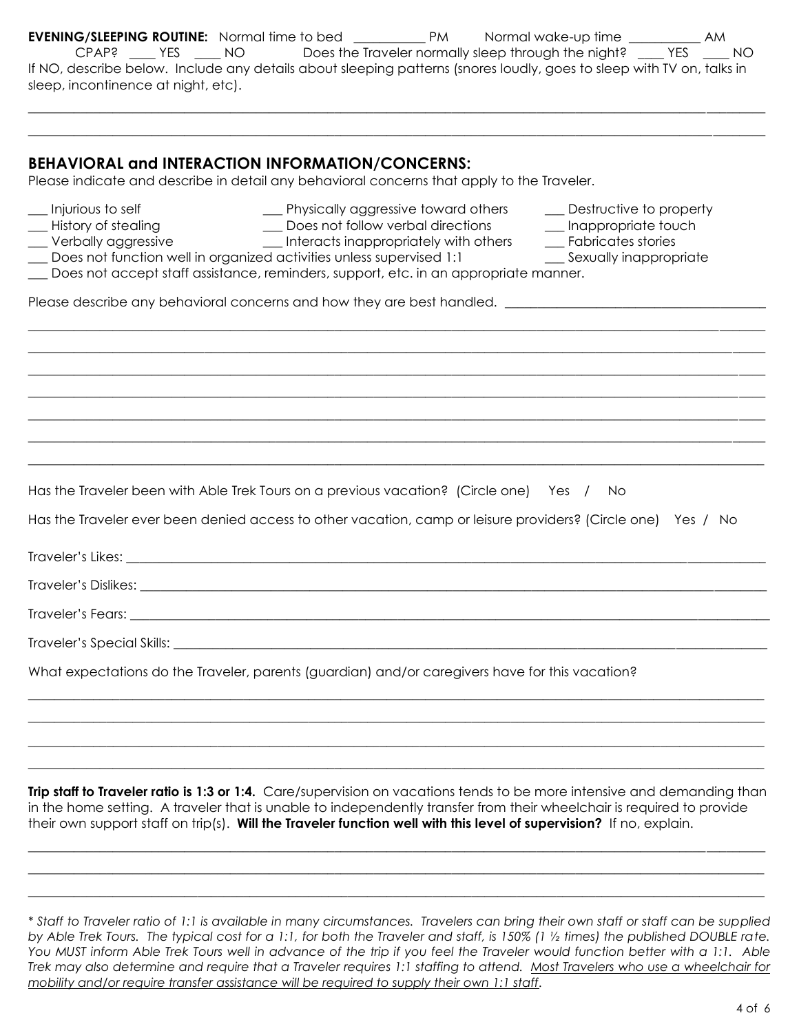**EVENING/SLEEPING ROUTINE:** Normal time to bed __________ PM Normal wake-up time __________ AM

CPAP? ____ YES ____ NO Does the Traveler normally sleep through the night? ____ YES ____ NO

If NO, describe below. Include any details about sleeping patterns (snores loudly, goes to sleep with TV on, talks in sleep, incontinence at night, etc).

________________________________________________________________________________________________

________________________________________________________________________________________________

## BEHAVIORAL and INTERACTION INFORMATION/CONCERNS:

Please indicate and describe in detail any behavioral concerns that apply to the Traveler.

___ Injurious to self ___ Physically aggressive toward others ___ Destructive to property
___ History of stealing ___ Does not follow verbal directions ___ Inappropriate touch
___ Verbally aggressive ___ Interacts inappropriately with others ___ Fabricates stories
___ Does not function well in organized activities unless supervised 1:1 ___ Sexually inappropriate
___ Does not accept staff assistance, reminders, support, etc. in an appropriate manner.

Please describe any behavioral concerns and how they are best handled. ____________________________________

________________________________________________________________________________________________

________________________________________________________________________________________________

________________________________________________________________________________________________

________________________________________________________________________________________________

________________________________________________________________________________________________

________________________________________________________________________________________________

________________________________________________________________________________________________

Has the Traveler been with Able Trek Tours on a previous vacation? (Circle one) Yes / No

Has the Traveler ever been denied access to other vacation, camp or leisure providers? (Circle one) Yes / No

Traveler's Likes: _______________________________________________________________________________

Traveler's Dislikes: _____________________________________________________________________________

Traveler's Fears: _______________________________________________________________________________

Traveler's Special Skills: _________________________________________________________________________

What expectations do the Traveler, parents (guardian) and/or caregivers have for this vacation?

________________________________________________________________________________________________

________________________________________________________________________________________________

________________________________________________________________________________________________

________________________________________________________________________________________________

**Trip staff to Traveler ratio is 1:3 or 1:4.** Care/supervision on vacations tends to be more intensive and demanding than in the home setting. A traveler that is unable to independently transfer from their wheelchair is required to provide their own support staff on trip(s). **Will the Traveler function well with this level of supervision?** If no, explain.

________________________________________________________________________________________________

________________________________________________________________________________________________

________________________________________________________________________________________________

*\* Staff to Traveler ratio of 1:1 is available in many circumstances. Travelers can bring their own staff or staff can be supplied by Able Trek Tours. The typical cost for a 1:1, for both the Traveler and staff, is 150% (1 ½ times) the published DOUBLE rate. You MUST inform Able Trek Tours well in advance of the trip if you feel the Traveler would function better with a 1:1. Able Trek may also determine and require that a Traveler requires 1:1 staffing to attend. <u>Most Travelers who use a wheelchair for mobility and/or require transfer assistance will be required to supply their own 1:1 staff</u>.*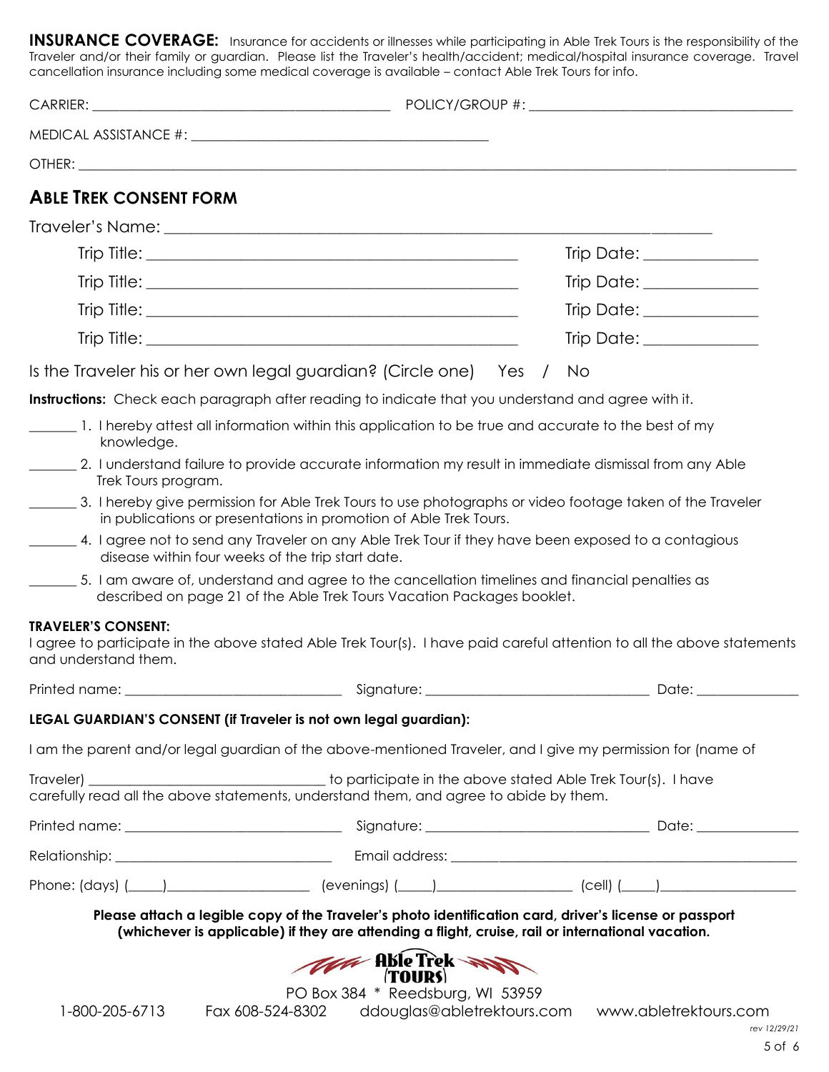**INSURANCE COVERAGE:** Insurance for accidents or illnesses while participating in Able Trek Tours is the responsibility of the Traveler and/or their family or guardian. Please list the Traveler's health/accident; medical/hospital insurance coverage. Travel cancellation insurance including some medical coverage is available – contact Able Trek Tours for info.

CARRIER: ________________________________________ POLICY/GROUP #: ____________________________________

MEDICAL ASSISTANCE #: ________________________________________

OTHER: ______________________________________________________________________________________________

## ABLE TREK CONSENT FORM

Traveler's Name: ______________________________________________________________________

Trip Title: _____________________________________________ Trip Date: ______________

Trip Title: _____________________________________________ Trip Date: ______________

Trip Title: _____________________________________________ Trip Date: ______________

Trip Title: _____________________________________________ Trip Date: ______________

Is the Traveler his or her own legal guardian? (Circle one) Yes / No

**Instructions:** Check each paragraph after reading to indicate that you understand and agree with it.

_______ 1. I hereby attest all information within this application to be true and accurate to the best of my knowledge.

_______ 2. I understand failure to provide accurate information my result in immediate dismissal from any Able Trek Tours program.

_______ 3. I hereby give permission for Able Trek Tours to use photographs or video footage taken of the Traveler in publications or presentations in promotion of Able Trek Tours.

_______ 4. I agree not to send any Traveler on any Able Trek Tour if they have been exposed to a contagious disease within four weeks of the trip start date.

_______ 5. I am aware of, understand and agree to the cancellation timelines and financial penalties as described on page 21 of the Able Trek Tours Vacation Packages booklet.

**TRAVELER'S CONSENT:**

I agree to participate in the above stated Able Trek Tour(s). I have paid careful attention to all the above statements and understand them.

Printed name: ______________________________ Signature: ______________________________ Date: ______________

**LEGAL GUARDIAN'S CONSENT (if Traveler is not own legal guardian):**

I am the parent and/or legal guardian of the above-mentioned Traveler, and I give my permission for (name of Traveler) ________________________________ to participate in the above stated Able Trek Tour(s). I have carefully read all the above statements, understand them, and agree to abide by them.

Printed name: ______________________________ Signature: ______________________________ Date: ______________

Relationship: ______________________________ Email address: ______________________________________________

Phone: (days) (_____)____________________ (evenings) (_____)___________________ (cell) (_____)___________________

**Please attach a legible copy of the Traveler's photo identification card, driver's license or passport (whichever is applicable) if they are attending a flight, cruise, rail or international vacation.**

Able Trek TOURS

PO Box 384 * Reedsburg, WI 53959

1-800-205-6713 Fax 608-524-8302 ddouglas@abletrektours.com www.abletrektours.com

rev 12/29/21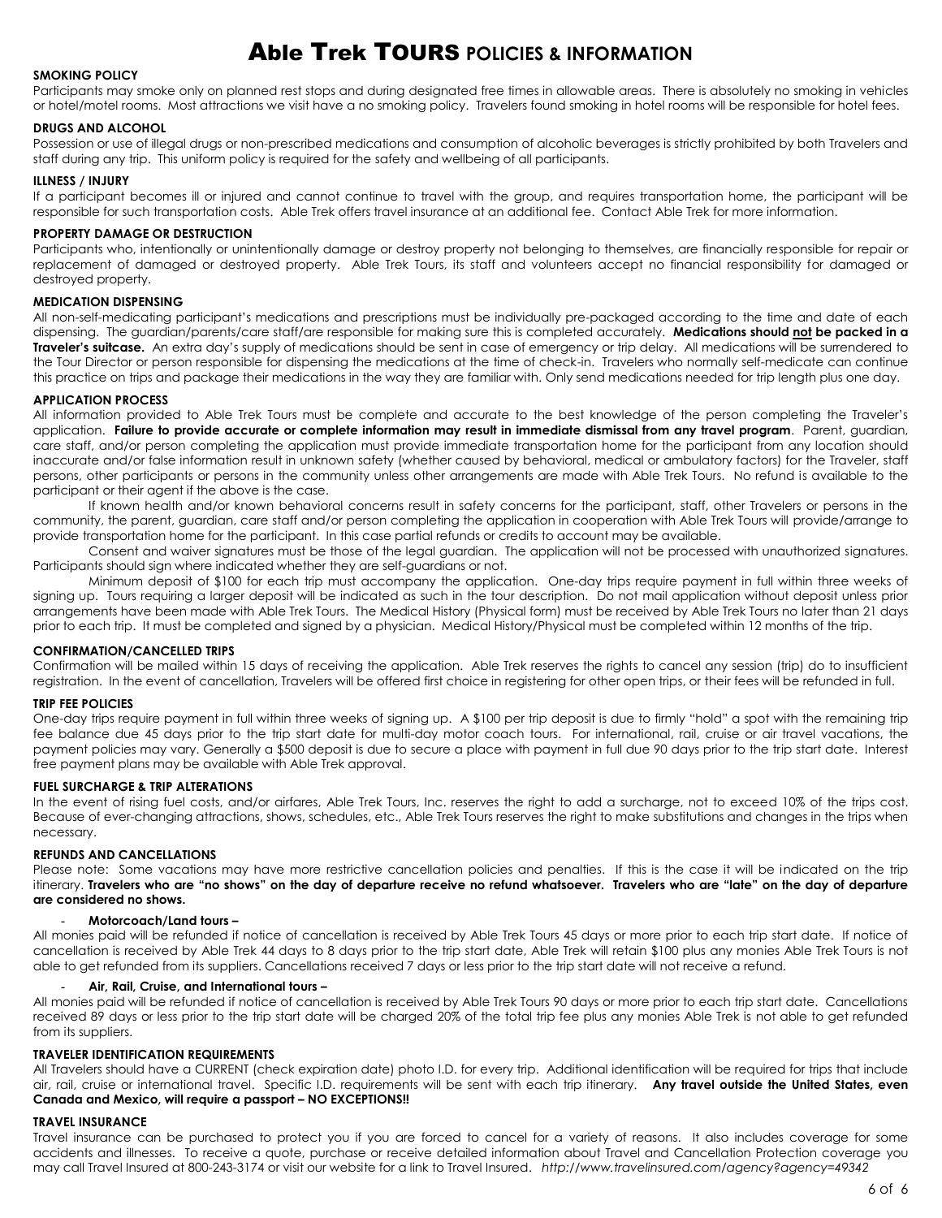# Able Trek TOURS POLICIES & INFORMATION

**SMOKING POLICY**

Participants may smoke only on planned rest stops and during designated free times in allowable areas. There is absolutely no smoking in vehicles or hotel/motel rooms. Most attractions we visit have a no smoking policy. Travelers found smoking in hotel rooms will be responsible for hotel fees.

**DRUGS AND ALCOHOL**

Possession or use of illegal drugs or non-prescribed medications and consumption of alcoholic beverages is strictly prohibited by both Travelers and staff during any trip. This uniform policy is required for the safety and wellbeing of all participants.

**ILLNESS / INJURY**

If a participant becomes ill or injured and cannot continue to travel with the group, and requires transportation home, the participant will be responsible for such transportation costs. Able Trek offers travel insurance at an additional fee. Contact Able Trek for more information.

**PROPERTY DAMAGE OR DESTRUCTION**

Participants who, intentionally or unintentionally damage or destroy property not belonging to themselves, are financially responsible for repair or replacement of damaged or destroyed property. Able Trek Tours, its staff and volunteers accept no financial responsibility for damaged or destroyed property.

**MEDICATION DISPENSING**

All non-self-medicating participant's medications and prescriptions must be individually pre-packaged according to the time and date of each dispensing. The guardian/parents/care staff/are responsible for making sure this is completed accurately. **Medications should <u>not</u> be packed in a Traveler's suitcase.** An extra day's supply of medications should be sent in case of emergency or trip delay. All medications will be surrendered to the Tour Director or person responsible for dispensing the medications at the time of check-in. Travelers who normally self-medicate can continue this practice on trips and package their medications in the way they are familiar with. Only send medications needed for trip length plus one day.

**APPLICATION PROCESS**

All information provided to Able Trek Tours must be complete and accurate to the best knowledge of the person completing the Traveler's application. **Failure to provide accurate or complete information may result in immediate dismissal from any travel program**. Parent, guardian, care staff, and/or person completing the application must provide immediate transportation home for the participant from any location should inaccurate and/or false information result in unknown safety (whether caused by behavioral, medical or ambulatory factors) for the Traveler, staff persons, other participants or persons in the community unless other arrangements are made with Able Trek Tours. No refund is available to the participant or their agent if the above is the case.

If known health and/or known behavioral concerns result in safety concerns for the participant, staff, other Travelers or persons in the community, the parent, guardian, care staff and/or person completing the application in cooperation with Able Trek Tours will provide/arrange to provide transportation home for the participant. In this case partial refunds or credits to account may be available.

Consent and waiver signatures must be those of the legal guardian. The application will not be processed with unauthorized signatures. Participants should sign where indicated whether they are self-guardians or not.

Minimum deposit of $100 for each trip must accompany the application. One-day trips require payment in full within three weeks of signing up. Tours requiring a larger deposit will be indicated as such in the tour description. Do not mail application without deposit unless prior arrangements have been made with Able Trek Tours. The Medical History (Physical form) must be received by Able Trek Tours no later than 21 days prior to each trip. It must be completed and signed by a physician. Medical History/Physical must be completed within 12 months of the trip.

**CONFIRMATION/CANCELLED TRIPS**

Confirmation will be mailed within 15 days of receiving the application. Able Trek reserves the rights to cancel any session (trip) do to insufficient registration. In the event of cancellation, Travelers will be offered first choice in registering for other open trips, or their fees will be refunded in full.

**TRIP FEE POLICIES**

One-day trips require payment in full within three weeks of signing up. A $100 per trip deposit is due to firmly "hold" a spot with the remaining trip fee balance due 45 days prior to the trip start date for multi-day motor coach tours. For international, rail, cruise or air travel vacations, the payment policies may vary. Generally a $500 deposit is due to secure a place with payment in full due 90 days prior to the trip start date. Interest free payment plans may be available with Able Trek approval.

**FUEL SURCHARGE & TRIP ALTERATIONS**

In the event of rising fuel costs, and/or airfares, Able Trek Tours, Inc. reserves the right to add a surcharge, not to exceed 10% of the trips cost. Because of ever-changing attractions, shows, schedules, etc., Able Trek Tours reserves the right to make substitutions and changes in the trips when necessary.

**REFUNDS AND CANCELLATIONS**

Please note: Some vacations may have more restrictive cancellation policies and penalties. If this is the case it will be indicated on the trip itinerary. **Travelers who are "no shows" on the day of departure receive no refund whatsoever. Travelers who are "late" on the day of departure are considered no shows.**

- **Motorcoach/Land tours –**

All monies paid will be refunded if notice of cancellation is received by Able Trek Tours 45 days or more prior to each trip start date. If notice of cancellation is received by Able Trek 44 days to 8 days prior to the trip start date, Able Trek will retain $100 plus any monies Able Trek Tours is not able to get refunded from its suppliers. Cancellations received 7 days or less prior to the trip start date will not receive a refund.

- **Air, Rail, Cruise, and International tours –**

All monies paid will be refunded if notice of cancellation is received by Able Trek Tours 90 days or more prior to each trip start date. Cancellations received 89 days or less prior to the trip start date will be charged 20% of the total trip fee plus any monies Able Trek is not able to get refunded from its suppliers.

**TRAVELER IDENTIFICATION REQUIREMENTS**

All Travelers should have a CURRENT (check expiration date) photo I.D. for every trip. Additional identification will be required for trips that include air, rail, cruise or international travel. Specific I.D. requirements will be sent with each trip itinerary. **Any travel outside the United States, even Canada and Mexico, will require a passport – NO EXCEPTIONS!!**

**TRAVEL INSURANCE**

Travel insurance can be purchased to protect you if you are forced to cancel for a variety of reasons. It also includes coverage for some accidents and illnesses. To receive a quote, purchase or receive detailed information about Travel and Cancellation Protection coverage you may call Travel Insured at 800-243-3174 or visit our website for a link to Travel Insured. *http://www.travelinsured.com/agency?agency=49342*